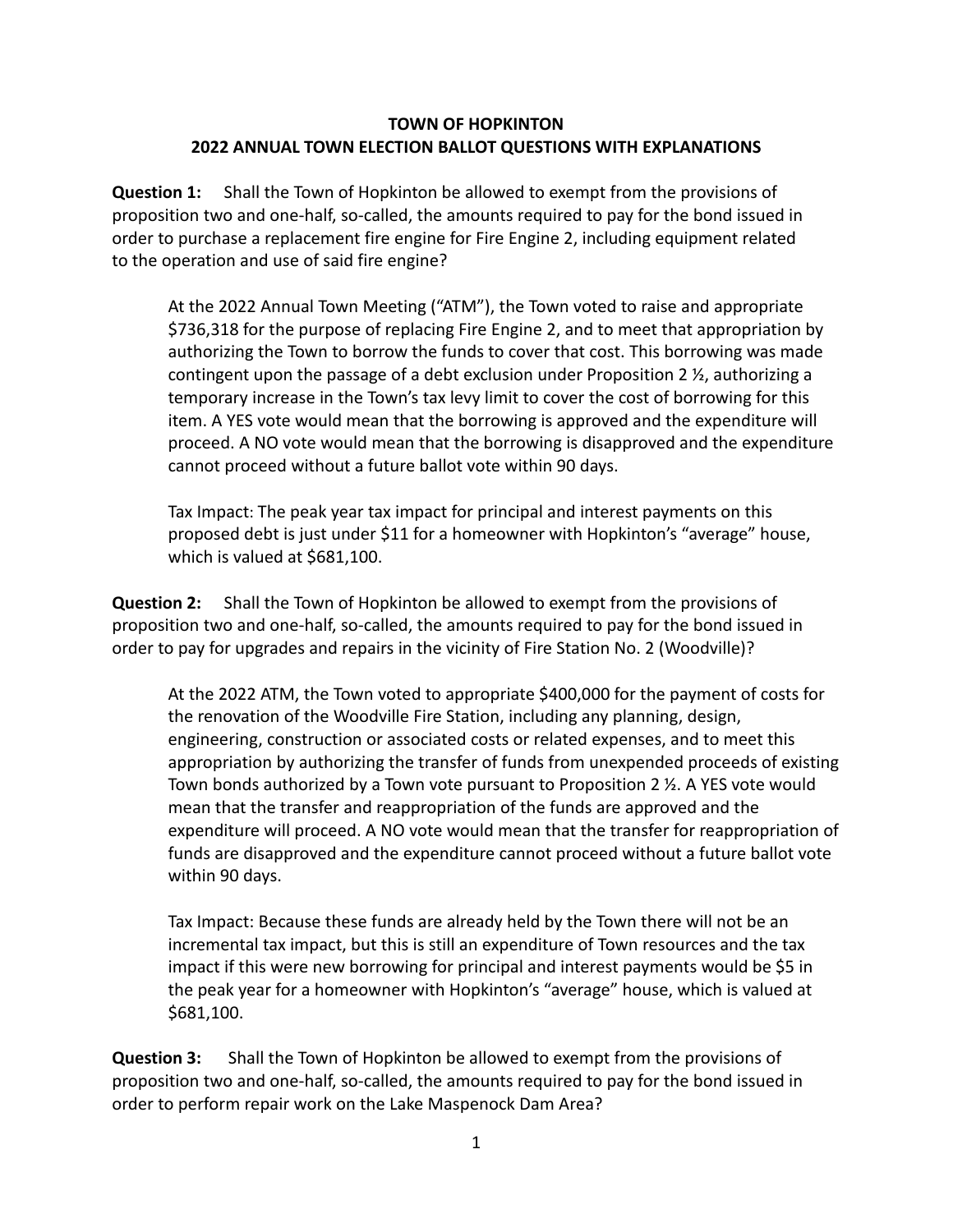# TOWN OF HOPKINTON
## 2022 ANNUAL TOWN ELECTION BALLOT QUESTIONS WITH EXPLANATIONS

**Question 1:** Shall the Town of Hopkinton be allowed to exempt from the provisions of proposition two and one-half, so-called, the amounts required to pay for the bond issued in order to purchase a replacement fire engine for Fire Engine 2, including equipment related to the operation and use of said fire engine?

> At the 2022 Annual Town Meeting ("ATM"), the Town voted to raise and appropriate $736,318 for the purpose of replacing Fire Engine 2, and to meet that appropriation by authorizing the Town to borrow the funds to cover that cost. This borrowing was made contingent upon the passage of a debt exclusion under Proposition 2 ½, authorizing a temporary increase in the Town's tax levy limit to cover the cost of borrowing for this item. A YES vote would mean that the borrowing is approved and the expenditure will proceed. A NO vote would mean that the borrowing is disapproved and the expenditure cannot proceed without a future ballot vote within 90 days.
>
> Tax Impact: The peak year tax impact for principal and interest payments on this proposed debt is just under $11 for a homeowner with Hopkinton's "average" house, which is valued at $681,100.

**Question 2:** Shall the Town of Hopkinton be allowed to exempt from the provisions of proposition two and one-half, so-called, the amounts required to pay for the bond issued in order to pay for upgrades and repairs in the vicinity of Fire Station No. 2 (Woodville)?

> At the 2022 ATM, the Town voted to appropriate $400,000 for the payment of costs for the renovation of the Woodville Fire Station, including any planning, design, engineering, construction or associated costs or related expenses, and to meet this appropriation by authorizing the transfer of funds from unexpended proceeds of existing Town bonds authorized by a Town vote pursuant to Proposition 2 ½. A YES vote would mean that the transfer and reappropriation of the funds are approved and the expenditure will proceed. A NO vote would mean that the transfer for reappropriation of funds are disapproved and the expenditure cannot proceed without a future ballot vote within 90 days.
>
> Tax Impact: Because these funds are already held by the Town there will not be an incremental tax impact, but this is still an expenditure of Town resources and the tax impact if this were new borrowing for principal and interest payments would be $5 in the peak year for a homeowner with Hopkinton's "average" house, which is valued at $681,100.

**Question 3:** Shall the Town of Hopkinton be allowed to exempt from the provisions of proposition two and one-half, so-called, the amounts required to pay for the bond issued in order to perform repair work on the Lake Maspenock Dam Area?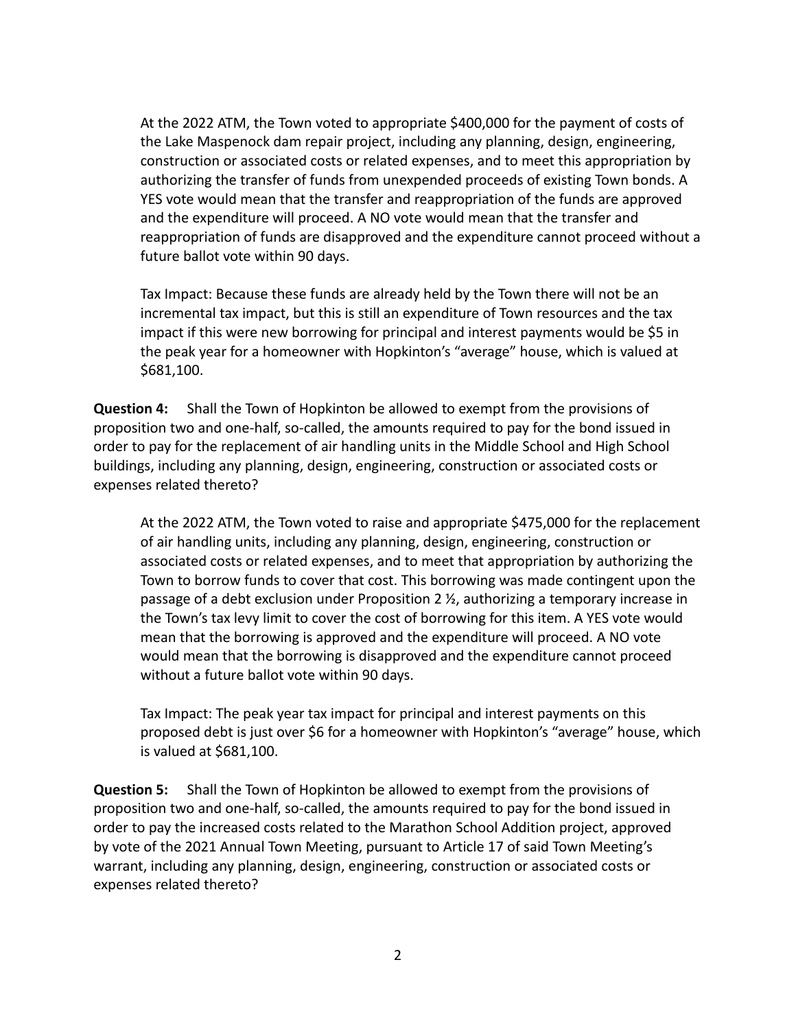At the 2022 ATM, the Town voted to appropriate $400,000 for the payment of costs of the Lake Maspenock dam repair project, including any planning, design, engineering, construction or associated costs or related expenses, and to meet this appropriation by authorizing the transfer of funds from unexpended proceeds of existing Town bonds. A YES vote would mean that the transfer and reappropriation of the funds are approved and the expenditure will proceed. A NO vote would mean that the transfer and reappropriation of funds are disapproved and the expenditure cannot proceed without a future ballot vote within 90 days.

Tax Impact: Because these funds are already held by the Town there will not be an incremental tax impact, but this is still an expenditure of Town resources and the tax impact if this were new borrowing for principal and interest payments would be $5 in the peak year for a homeowner with Hopkinton's "average" house, which is valued at $681,100.

**Question 4:** Shall the Town of Hopkinton be allowed to exempt from the provisions of proposition two and one-half, so-called, the amounts required to pay for the bond issued in order to pay for the replacement of air handling units in the Middle School and High School buildings, including any planning, design, engineering, construction or associated costs or expenses related thereto?

At the 2022 ATM, the Town voted to raise and appropriate $475,000 for the replacement of air handling units, including any planning, design, engineering, construction or associated costs or related expenses, and to meet that appropriation by authorizing the Town to borrow funds to cover that cost. This borrowing was made contingent upon the passage of a debt exclusion under Proposition 2 ½, authorizing a temporary increase in the Town's tax levy limit to cover the cost of borrowing for this item. A YES vote would mean that the borrowing is approved and the expenditure will proceed. A NO vote would mean that the borrowing is disapproved and the expenditure cannot proceed without a future ballot vote within 90 days.

Tax Impact: The peak year tax impact for principal and interest payments on this proposed debt is just over $6 for a homeowner with Hopkinton's "average" house, which is valued at $681,100.

**Question 5:** Shall the Town of Hopkinton be allowed to exempt from the provisions of proposition two and one-half, so-called, the amounts required to pay for the bond issued in order to pay the increased costs related to the Marathon School Addition project, approved by vote of the 2021 Annual Town Meeting, pursuant to Article 17 of said Town Meeting's warrant, including any planning, design, engineering, construction or associated costs or expenses related thereto?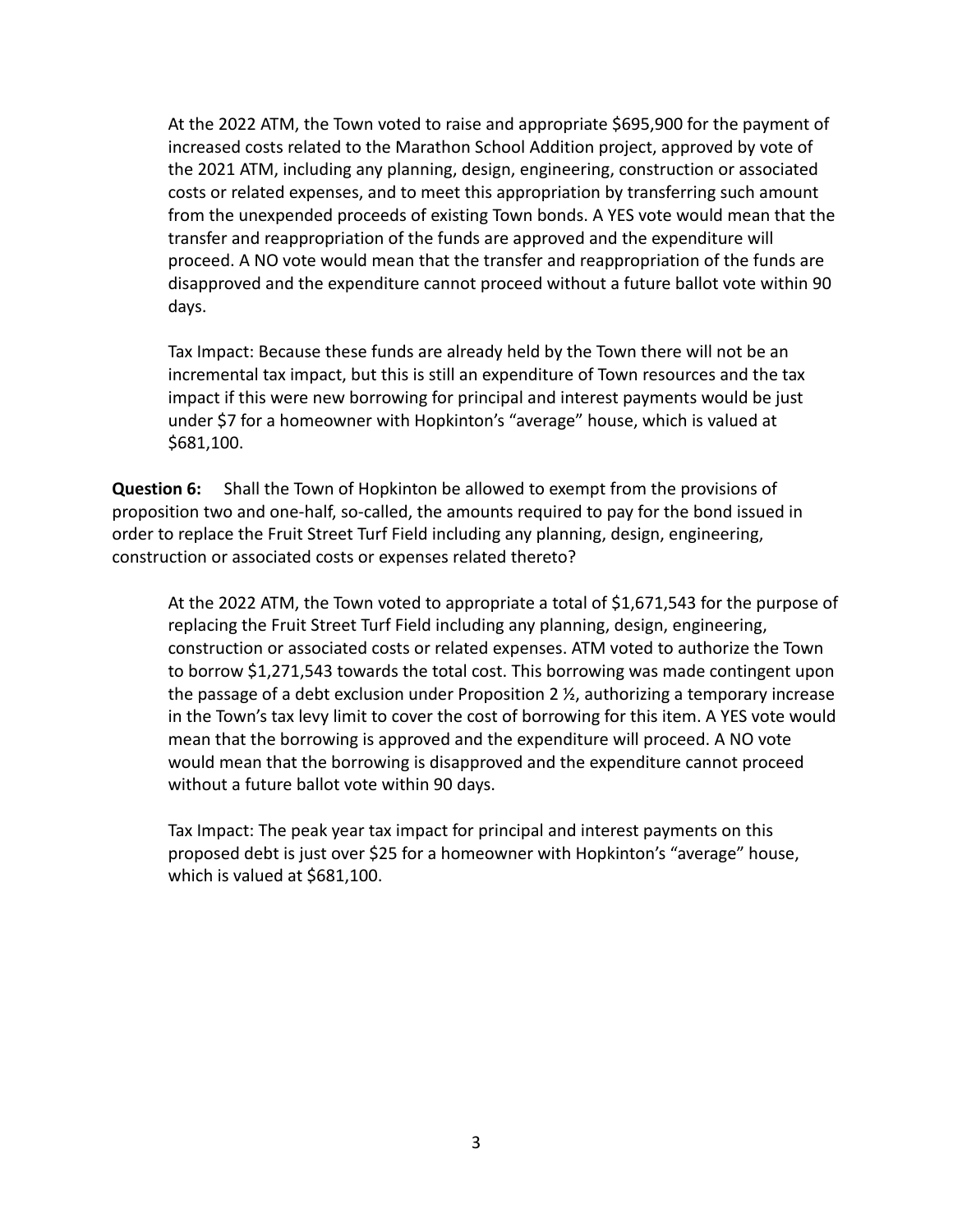At the 2022 ATM, the Town voted to raise and appropriate $695,900 for the payment of increased costs related to the Marathon School Addition project, approved by vote of the 2021 ATM, including any planning, design, engineering, construction or associated costs or related expenses, and to meet this appropriation by transferring such amount from the unexpended proceeds of existing Town bonds. A YES vote would mean that the transfer and reappropriation of the funds are approved and the expenditure will proceed. A NO vote would mean that the transfer and reappropriation of the funds are disapproved and the expenditure cannot proceed without a future ballot vote within 90 days.

Tax Impact: Because these funds are already held by the Town there will not be an incremental tax impact, but this is still an expenditure of Town resources and the tax impact if this were new borrowing for principal and interest payments would be just under $7 for a homeowner with Hopkinton's "average" house, which is valued at $681,100.

**Question 6:** Shall the Town of Hopkinton be allowed to exempt from the provisions of proposition two and one-half, so-called, the amounts required to pay for the bond issued in order to replace the Fruit Street Turf Field including any planning, design, engineering, construction or associated costs or expenses related thereto?

At the 2022 ATM, the Town voted to appropriate a total of $1,671,543 for the purpose of replacing the Fruit Street Turf Field including any planning, design, engineering, construction or associated costs or related expenses. ATM voted to authorize the Town to borrow $1,271,543 towards the total cost. This borrowing was made contingent upon the passage of a debt exclusion under Proposition 2 ½, authorizing a temporary increase in the Town's tax levy limit to cover the cost of borrowing for this item. A YES vote would mean that the borrowing is approved and the expenditure will proceed. A NO vote would mean that the borrowing is disapproved and the expenditure cannot proceed without a future ballot vote within 90 days.

Tax Impact: The peak year tax impact for principal and interest payments on this proposed debt is just over $25 for a homeowner with Hopkinton's "average" house, which is valued at $681,100.